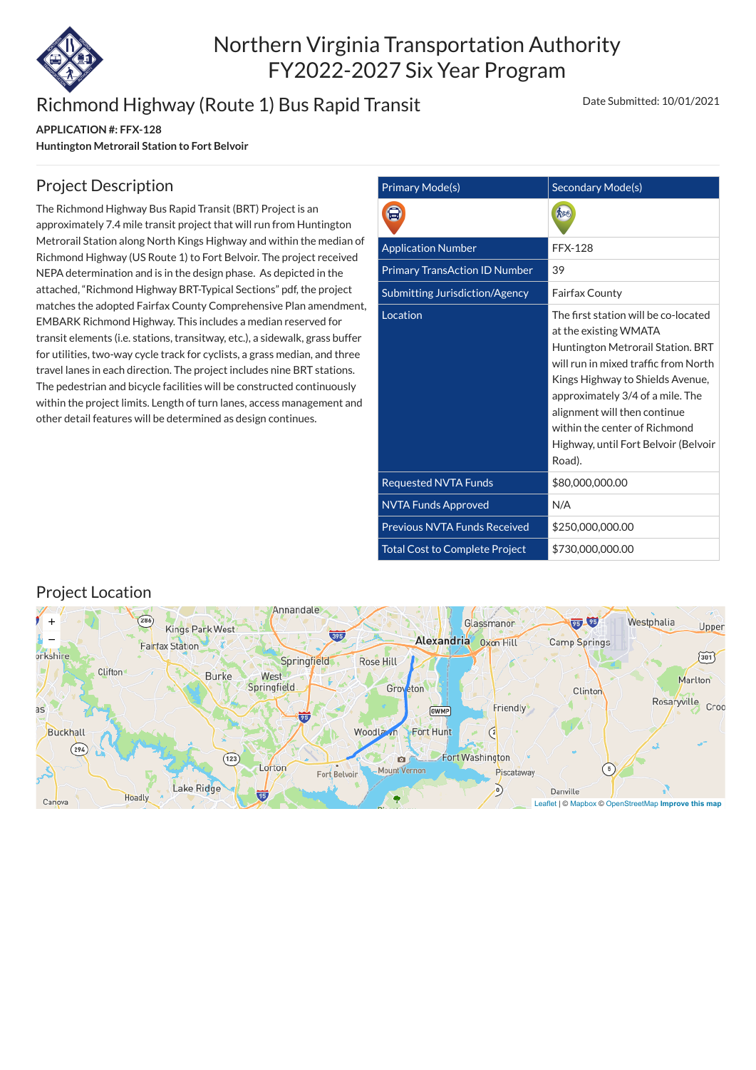# Northern Virginia Transportation Authority
# FY2022-2027 Six Year Program

## Richmond Highway (Route 1) Bus Rapid Transit

Date Submitted: 10/01/2021

**APPLICATION #: FFX-128**

**Huntington Metrorail Station to Fort Belvoir**

## Project Description

The Richmond Highway Bus Rapid Transit (BRT) Project is an approximately 7.4 mile transit project that will run from Huntington Metrorail Station along North Kings Highway and within the median of Richmond Highway (US Route 1) to Fort Belvoir. The project received NEPA determination and is in the design phase. As depicted in the attached, "Richmond Highway BRT-Typical Sections" pdf, the project matches the adopted Fairfax County Comprehensive Plan amendment, EMBARK Richmond Highway. This includes a median reserved for transit elements (i.e. stations, transitway, etc.), a sidewalk, grass buffer for utilities, two-way cycle track for cyclists, a grass median, and three travel lanes in each direction. The project includes nine BRT stations. The pedestrian and bicycle facilities will be constructed continuously within the project limits. Length of turn lanes, access management and other detail features will be determined as design continues.

| Primary Mode(s) | Secondary Mode(s) |
|---|---|
| | |
| Application Number | FFX-128 |
| Primary TransAction ID Number | 39 |
| Submitting Jurisdiction/Agency | Fairfax County |
| Location | The first station will be co-located at the existing WMATA Huntington Metrorail Station. BRT will run in mixed traffic from North Kings Highway to Shields Avenue, approximately 3/4 of a mile. The alignment will then continue within the center of Richmond Highway, until Fort Belvoir (Belvoir Road). |
| Requested NVTA Funds | $80,000,000.00 |
| NVTA Funds Approved | N/A |
| Previous NVTA Funds Received | $250,000,000.00 |
| Total Cost to Complete Project | $730,000,000.00 |

## Project Location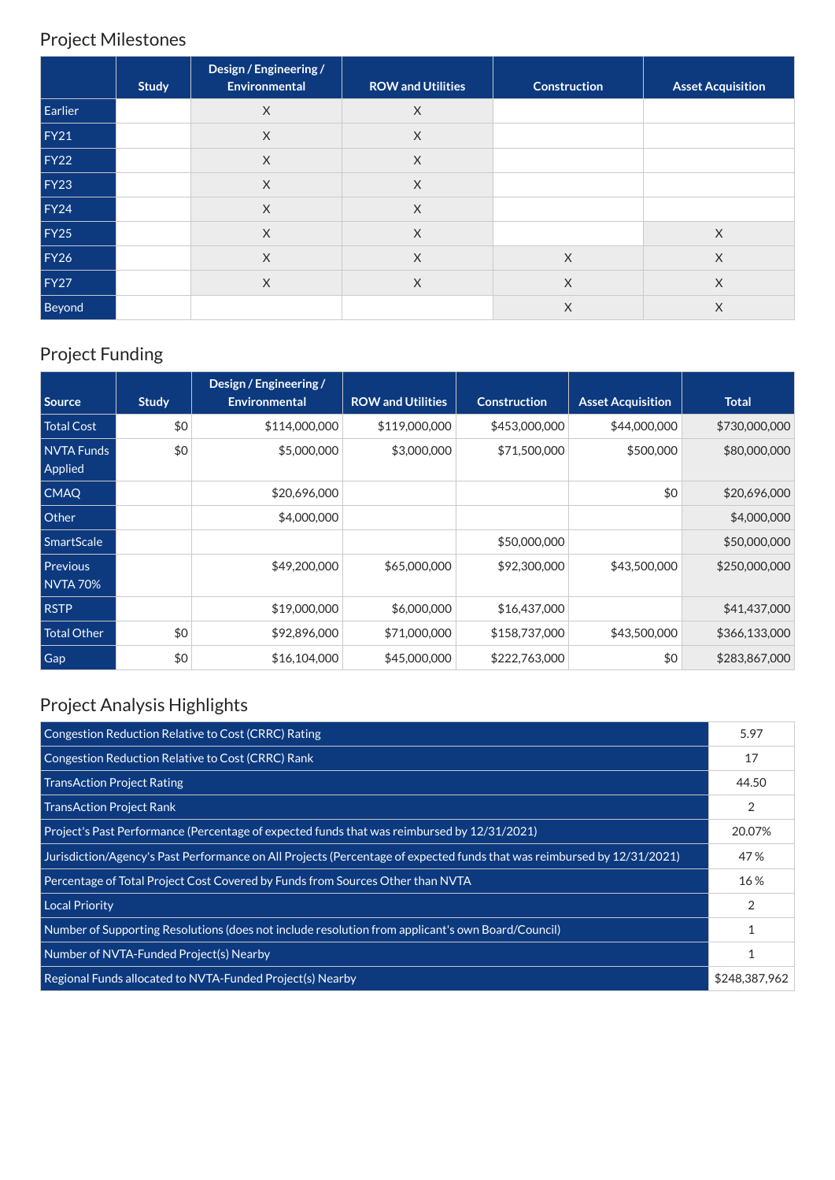## Project Milestones

| | Study | Design / Engineering / Environmental | ROW and Utilities | Construction | Asset Acquisition |
|---|---|---|---|---|---|
| Earlier | | X | X | | |
| FY21 | | X | X | | |
| FY22 | | X | X | | |
| FY23 | | X | X | | |
| FY24 | | X | X | | |
| FY25 | | X | X | | X |
| FY26 | | X | X | X | X |
| FY27 | | X | X | X | X |
| Beyond | | | | X | X |

## Project Funding

| Source | Study | Design / Engineering / Environmental | ROW and Utilities | Construction | Asset Acquisition | Total |
|---|---|---|---|---|---|---|
| Total Cost | $0 | $114,000,000 | $119,000,000 | $453,000,000 | $44,000,000 | $730,000,000 |
| NVTA Funds Applied | $0 | $5,000,000 | $3,000,000 | $71,500,000 | $500,000 | $80,000,000 |
| CMAQ | | $20,696,000 | | | $0 | $20,696,000 |
| Other | | $4,000,000 | | | | $4,000,000 |
| SmartScale | | | | $50,000,000 | | $50,000,000 |
| Previous NVTA 70% | | $49,200,000 | $65,000,000 | $92,300,000 | $43,500,000 | $250,000,000 |
| RSTP | | $19,000,000 | $6,000,000 | $16,437,000 | | $41,437,000 |
| Total Other | $0 | $92,896,000 | $71,000,000 | $158,737,000 | $43,500,000 | $366,133,000 |
| Gap | $0 | $16,104,000 | $45,000,000 | $222,763,000 | $0 | $283,867,000 |

## Project Analysis Highlights

| | |
|---|---|
| Congestion Reduction Relative to Cost (CRRC) Rating | 5.97 |
| Congestion Reduction Relative to Cost (CRRC) Rank | 17 |
| TransAction Project Rating | 44.50 |
| TransAction Project Rank | 2 |
| Project's Past Performance (Percentage of expected funds that was reimbursed by 12/31/2021) | 20.07% |
| Jurisdiction/Agency's Past Performance on All Projects (Percentage of expected funds that was reimbursed by 12/31/2021) | 47 % |
| Percentage of Total Project Cost Covered by Funds from Sources Other than NVTA | 16 % |
| Local Priority | 2 |
| Number of Supporting Resolutions (does not include resolution from applicant's own Board/Council) | 1 |
| Number of NVTA-Funded Project(s) Nearby | 1 |
| Regional Funds allocated to NVTA-Funded Project(s) Nearby | $248,387,962 |